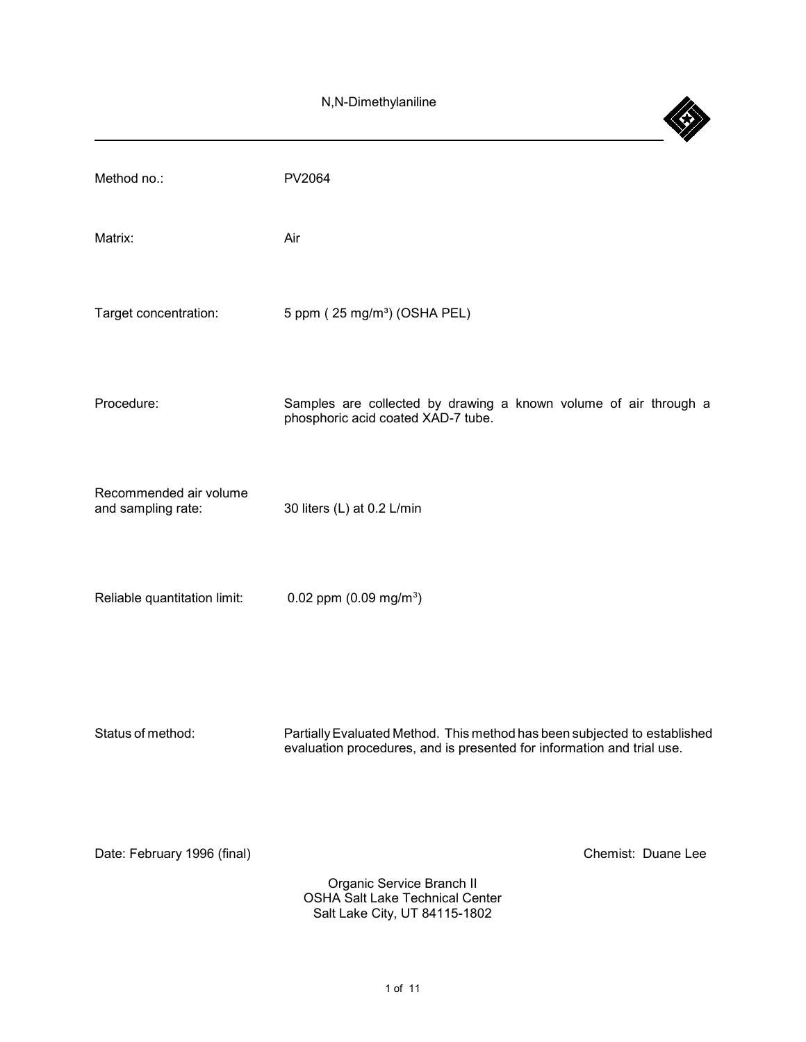# N,N-Dimethylaniline

| | |
|---|---|
| Method no.: | PV2064 |
| Matrix: | Air |
| Target concentration: | 5 ppm ( 25 mg/m³) (OSHA PEL) |
| Procedure: | Samples are collected by drawing a known volume of air through a phosphoric acid coated XAD-7 tube. |
| Recommended air volume and sampling rate: | 30 liters (L) at 0.2 L/min |
| Reliable quantitation limit: | 0.02 ppm (0.09 mg/m³) |
| Status of method: | Partially Evaluated Method. This method has been subjected to established evaluation procedures, and is presented for information and trial use. |

Date: February 1996 (final)

Chemist: Duane Lee

Organic Service Branch II
OSHA Salt Lake Technical Center
Salt Lake City, UT 84115-1802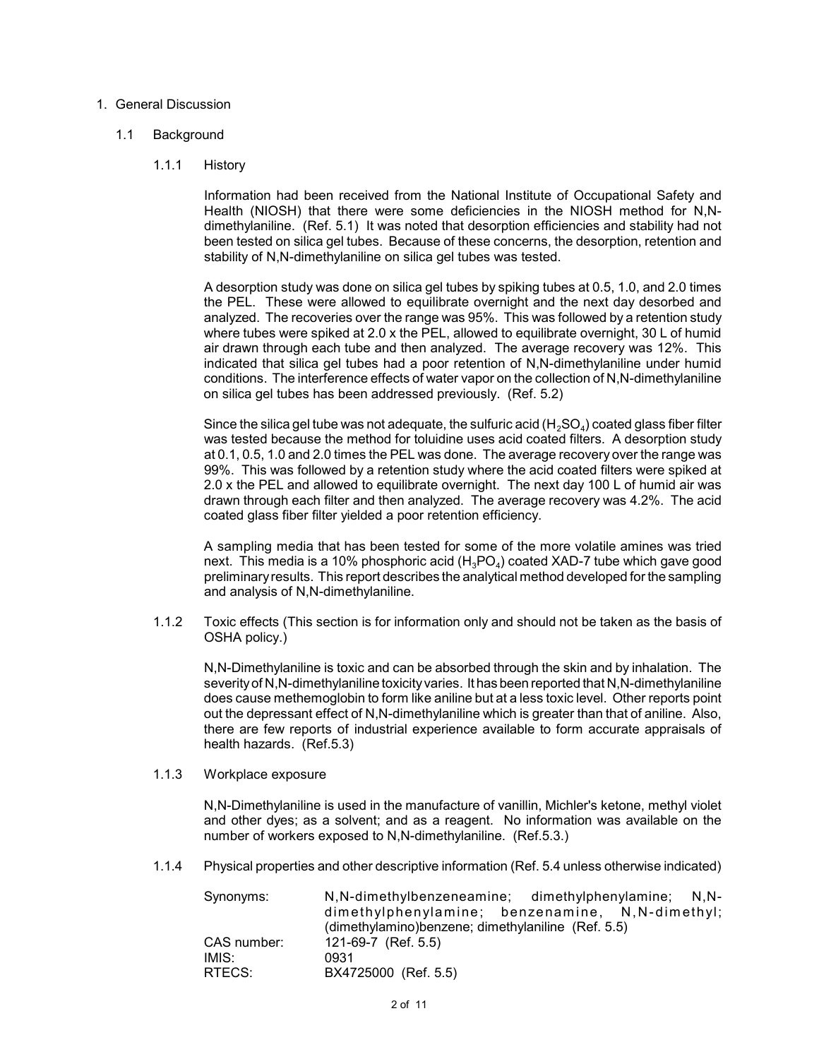# 1. General Discussion

## 1.1 Background

### 1.1.1 History

Information had been received from the National Institute of Occupational Safety and Health (NIOSH) that there were some deficiencies in the NIOSH method for N,N-dimethylaniline. (Ref. 5.1) It was noted that desorption efficiencies and stability had not been tested on silica gel tubes. Because of these concerns, the desorption, retention and stability of N,N-dimethylaniline on silica gel tubes was tested.

A desorption study was done on silica gel tubes by spiking tubes at 0.5, 1.0, and 2.0 times the PEL. These were allowed to equilibrate overnight and the next day desorbed and analyzed. The recoveries over the range was 95%. This was followed by a retention study where tubes were spiked at 2.0 x the PEL, allowed to equilibrate overnight, 30 L of humid air drawn through each tube and then analyzed. The average recovery was 12%. This indicated that silica gel tubes had a poor retention of N,N-dimethylaniline under humid conditions. The interference effects of water vapor on the collection of N,N-dimethylaniline on silica gel tubes has been addressed previously. (Ref. 5.2)

Since the silica gel tube was not adequate, the sulfuric acid ($H_2SO_4$) coated glass fiber filter was tested because the method for toluidine uses acid coated filters. A desorption study at 0.1, 0.5, 1.0 and 2.0 times the PEL was done. The average recovery over the range was 99%. This was followed by a retention study where the acid coated filters were spiked at 2.0 x the PEL and allowed to equilibrate overnight. The next day 100 L of humid air was drawn through each filter and then analyzed. The average recovery was 4.2%. The acid coated glass fiber filter yielded a poor retention efficiency.

A sampling media that has been tested for some of the more volatile amines was tried next. This media is a 10% phosphoric acid ($H_3PO_4$) coated XAD-7 tube which gave good preliminary results. This report describes the analytical method developed for the sampling and analysis of N,N-dimethylaniline.

### 1.1.2 Toxic effects (This section is for information only and should not be taken as the basis of OSHA policy.)

N,N-Dimethylaniline is toxic and can be absorbed through the skin and by inhalation. The severity of N,N-dimethylaniline toxicity varies. It has been reported that N,N-dimethylaniline does cause methemoglobin to form like aniline but at a less toxic level. Other reports point out the depressant effect of N,N-dimethylaniline which is greater than that of aniline. Also, there are few reports of industrial experience available to form accurate appraisals of health hazards. (Ref.5.3)

### 1.1.3 Workplace exposure

N,N-Dimethylaniline is used in the manufacture of vanillin, Michler's ketone, methyl violet and other dyes; as a solvent; and as a reagent. No information was available on the number of workers exposed to N,N-dimethylaniline. (Ref.5.3.)

### 1.1.4 Physical properties and other descriptive information (Ref. 5.4 unless otherwise indicated)

| | |
|---|---|
| Synonyms: | N,N-dimethylbenzeneamine; dimethylphenylamine; N,N-dimethylphenylamine; benzenamine, N,N-dimethyl; (dimethylamino)benzene; dimethylaniline (Ref. 5.5) |
| CAS number: | 121-69-7 (Ref. 5.5) |
| IMIS: | 0931 |
| RTECS: | BX4725000 (Ref. 5.5) |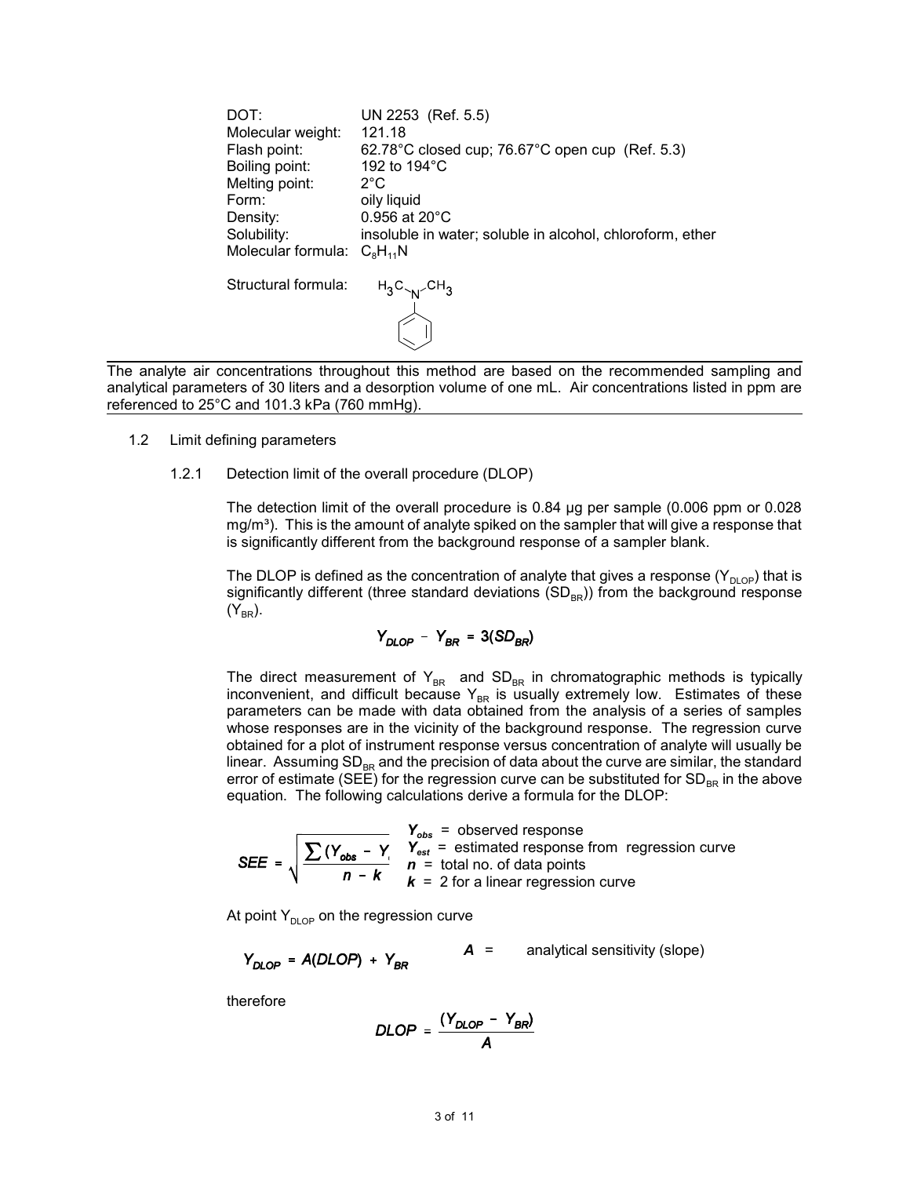| | |
|---|---|
| DOT: | UN 2253 (Ref. 5.5) |
| Molecular weight: | 121.18 |
| Flash point: | 62.78°C closed cup; 76.67°C open cup (Ref. 5.3) |
| Boiling point: | 192 to 194°C |
| Melting point: | 2°C |
| Form: | oily liquid |
| Density: | 0.956 at 20°C |
| Solubility: | insoluble in water; soluble in alcohol, chloroform, ether |
| Molecular formula: | $C_8H_{11}N$ |

Structural formula: $H_3C-N(CH_3)-C_6H_5$

The analyte air concentrations throughout this method are based on the recommended sampling and analytical parameters of 30 liters and a desorption volume of one mL. Air concentrations listed in ppm are referenced to 25°C and 101.3 kPa (760 mmHg).

1.2 Limit defining parameters

1.2.1 Detection limit of the overall procedure (DLOP)

The detection limit of the overall procedure is 0.84 µg per sample (0.006 ppm or 0.028 mg/m³). This is the amount of analyte spiked on the sampler that will give a response that is significantly different from the background response of a sampler blank.

The DLOP is defined as the concentration of analyte that gives a response ($Y_{DLOP}$) that is significantly different (three standard deviations ($SD_{BR}$)) from the background response ($Y_{BR}$).

$$Y_{DLOP} - Y_{BR} = 3(SD_{BR})$$

The direct measurement of $Y_{BR}$ and $SD_{BR}$ in chromatographic methods is typically inconvenient, and difficult because $Y_{BR}$ is usually extremely low. Estimates of these parameters can be made with data obtained from the analysis of a series of samples whose responses are in the vicinity of the background response. The regression curve obtained for a plot of instrument response versus concentration of analyte will usually be linear. Assuming $SD_{BR}$ and the precision of data about the curve are similar, the standard error of estimate (SEE) for the regression curve can be substituted for $SD_{BR}$ in the above equation. The following calculations derive a formula for the DLOP:

$$SEE = \sqrt{\frac{\sum (Y_{obs} - Y_{est})^2}{n - k}}$$

$Y_{obs}$ = observed response
$Y_{est}$ = estimated response from regression curve
$n$ = total no. of data points
$k$ = 2 for a linear regression curve

At point $Y_{DLOP}$ on the regression curve

$$Y_{DLOP} = A(DLOP) + Y_{BR}$$

$A$ = analytical sensitivity (slope)

therefore

$$DLOP = \frac{(Y_{DLOP} - Y_{BR})}{A}$$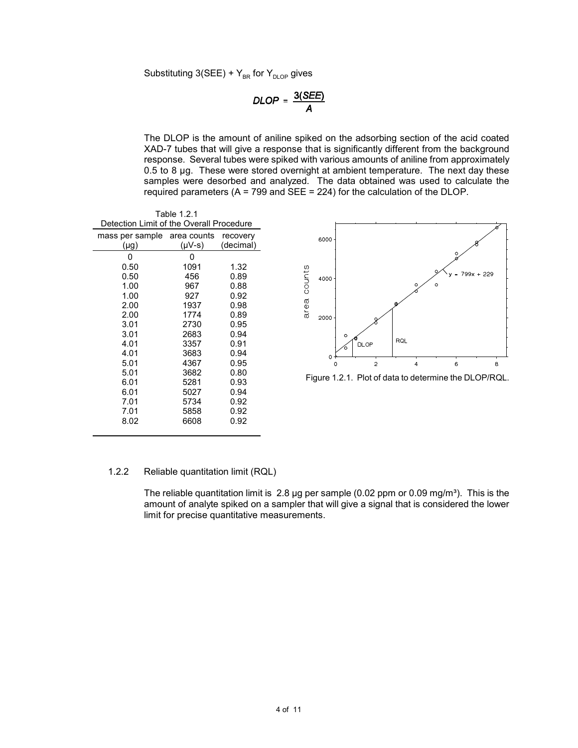Substituting 3(SEE) + $Y_{BR}$ for $Y_{DLOP}$ gives

$$DLOP = \frac{3(SEE)}{A}$$

The DLOP is the amount of aniline spiked on the adsorbing section of the acid coated XAD-7 tubes that will give a response that is significantly different from the background response. Several tubes were spiked with various amounts of aniline from approximately 0.5 to 8 µg. These were stored overnight at ambient temperature. The next day these samples were desorbed and analyzed. The data obtained was used to calculate the required parameters (A = 799 and SEE = 224) for the calculation of the DLOP.

Table 1.2.1
Detection Limit of the Overall Procedure

| mass per sample (µg) | area counts (µV-s) | recovery (decimal) |
|---|---|---|
| 0 | 0 | |
| 0.50 | 1091 | 1.32 |
| 0.50 | 456 | 0.89 |
| 1.00 | 967 | 0.88 |
| 1.00 | 927 | 0.92 |
| 2.00 | 1937 | 0.98 |
| 2.00 | 1774 | 0.89 |
| 3.01 | 2730 | 0.95 |
| 3.01 | 2683 | 0.94 |
| 4.01 | 3357 | 0.91 |
| 4.01 | 3683 | 0.94 |
| 5.01 | 4367 | 0.95 |
| 5.01 | 3682 | 0.80 |
| 6.01 | 5281 | 0.93 |
| 6.01 | 5027 | 0.94 |
| 7.01 | 5734 | 0.92 |
| 7.01 | 5858 | 0.92 |
| 8.02 | 6608 | 0.92 |

Figure 1.2.1. Plot of data to determine the DLOP/RQL.

1.2.2 Reliable quantitation limit (RQL)

The reliable quantitation limit is 2.8 µg per sample (0.02 ppm or 0.09 mg/m³). This is the amount of analyte spiked on a sampler that will give a signal that is considered the lower limit for precise quantitative measurements.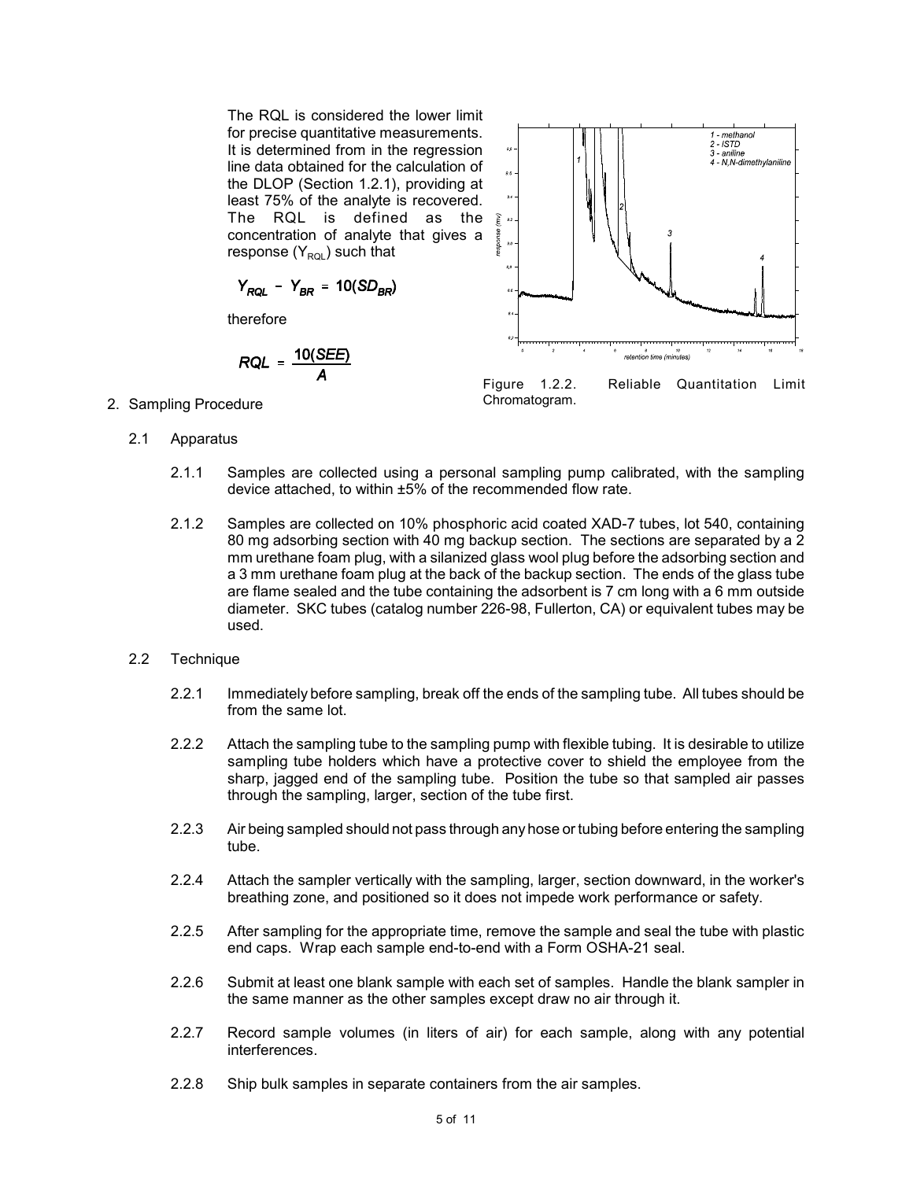The RQL is considered the lower limit for precise quantitative measurements. It is determined from in the regression line data obtained for the calculation of the DLOP (Section 1.2.1), providing at least 75% of the analyte is recovered. The RQL is defined as the concentration of analyte that gives a response ($Y_{RQL}$) such that

$$Y_{RQL} - Y_{BR} = 10(SD_{BR})$$

therefore

$$RQL = \frac{10(SEE)}{A}$$

Figure 1.2.2. Reliable Quantitation Limit Chromatogram.

2. Sampling Procedure

   2.1 Apparatus

   2.1.1 Samples are collected using a personal sampling pump calibrated, with the sampling device attached, to within ±5% of the recommended flow rate.

   2.1.2 Samples are collected on 10% phosphoric acid coated XAD-7 tubes, lot 540, containing 80 mg adsorbing section with 40 mg backup section. The sections are separated by a 2 mm urethane foam plug, with a silanized glass wool plug before the adsorbing section and a 3 mm urethane foam plug at the back of the backup section. The ends of the glass tube are flame sealed and the tube containing the adsorbent is 7 cm long with a 6 mm outside diameter. SKC tubes (catalog number 226-98, Fullerton, CA) or equivalent tubes may be used.

   2.2 Technique

   2.2.1 Immediately before sampling, break off the ends of the sampling tube. All tubes should be from the same lot.

   2.2.2 Attach the sampling tube to the sampling pump with flexible tubing. It is desirable to utilize sampling tube holders which have a protective cover to shield the employee from the sharp, jagged end of the sampling tube. Position the tube so that sampled air passes through the sampling, larger, section of the tube first.

   2.2.3 Air being sampled should not pass through any hose or tubing before entering the sampling tube.

   2.2.4 Attach the sampler vertically with the sampling, larger, section downward, in the worker's breathing zone, and positioned so it does not impede work performance or safety.

   2.2.5 After sampling for the appropriate time, remove the sample and seal the tube with plastic end caps. Wrap each sample end-to-end with a Form OSHA-21 seal.

   2.2.6 Submit at least one blank sample with each set of samples. Handle the blank sampler in the same manner as the other samples except draw no air through it.

   2.2.7 Record sample volumes (in liters of air) for each sample, along with any potential interferences.

   2.2.8 Ship bulk samples in separate containers from the air samples.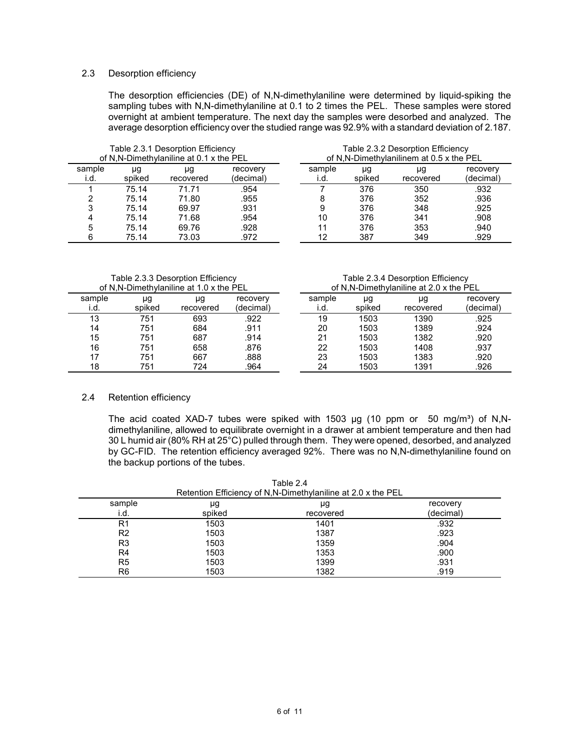### 2.3 Desorption efficiency

The desorption efficiencies (DE) of N,N-dimethylaniline were determined by liquid-spiking the sampling tubes with N,N-dimethylaniline at 0.1 to 2 times the PEL. These samples were stored overnight at ambient temperature. The next day the samples were desorbed and analyzed. The average desorption efficiency over the studied range was 92.9% with a standard deviation of 2.187.

Table 2.3.1 Desorption Efficiency of N,N-Dimethylaniline at 0.1 x the PEL

| sample i.d. | μg spiked | μg recovered | recovery (decimal) |
|---|---|---|---|
| 1 | 75.14 | 71.71 | .954 |
| 2 | 75.14 | 71.80 | .955 |
| 3 | 75.14 | 69.97 | .931 |
| 4 | 75.14 | 71.68 | .954 |
| 5 | 75.14 | 69.76 | .928 |
| 6 | 75.14 | 73.03 | .972 |

Table 2.3.2 Desorption Efficiency of N,N-Dimethylanilinem at 0.5 x the PEL

| sample i.d. | μg spiked | μg recovered | recovery (decimal) |
|---|---|---|---|
| 7 | 376 | 350 | .932 |
| 8 | 376 | 352 | .936 |
| 9 | 376 | 348 | .925 |
| 10 | 376 | 341 | .908 |
| 11 | 376 | 353 | .940 |
| 12 | 387 | 349 | .929 |

Table 2.3.3 Desorption Efficiency of N,N-Dimethylaniline at 1.0 x the PEL

| sample i.d. | μg spiked | μg recovered | recovery (decimal) |
|---|---|---|---|
| 13 | 751 | 693 | .922 |
| 14 | 751 | 684 | .911 |
| 15 | 751 | 687 | .914 |
| 16 | 751 | 658 | .876 |
| 17 | 751 | 667 | .888 |
| 18 | 751 | 724 | .964 |

Table 2.3.4 Desorption Efficiency of N,N-Dimethylaniline at 2.0 x the PEL

| sample i.d. | μg spiked | μg recovered | recovery (decimal) |
|---|---|---|---|
| 19 | 1503 | 1390 | .925 |
| 20 | 1503 | 1389 | .924 |
| 21 | 1503 | 1382 | .920 |
| 22 | 1503 | 1408 | .937 |
| 23 | 1503 | 1383 | .920 |
| 24 | 1503 | 1391 | .926 |

### 2.4 Retention efficiency

The acid coated XAD-7 tubes were spiked with 1503 μg (10 ppm or 50 mg/m³) of N,N-dimethylaniline, allowed to equilibrate overnight in a drawer at ambient temperature and then had 30 L humid air (80% RH at 25°C) pulled through them. They were opened, desorbed, and analyzed by GC-FID. The retention efficiency averaged 92%. There was no N,N-dimethylaniline found on the backup portions of the tubes.

Table 2.4
Retention Efficiency of N,N-Dimethylaniline at 2.0 x the PEL

| sample i.d. | μg spiked | μg recovered | recovery (decimal) |
|---|---|---|---|
| R1 | 1503 | 1401 | .932 |
| R2 | 1503 | 1387 | .923 |
| R3 | 1503 | 1359 | .904 |
| R4 | 1503 | 1353 | .900 |
| R5 | 1503 | 1399 | .931 |
| R6 | 1503 | 1382 | .919 |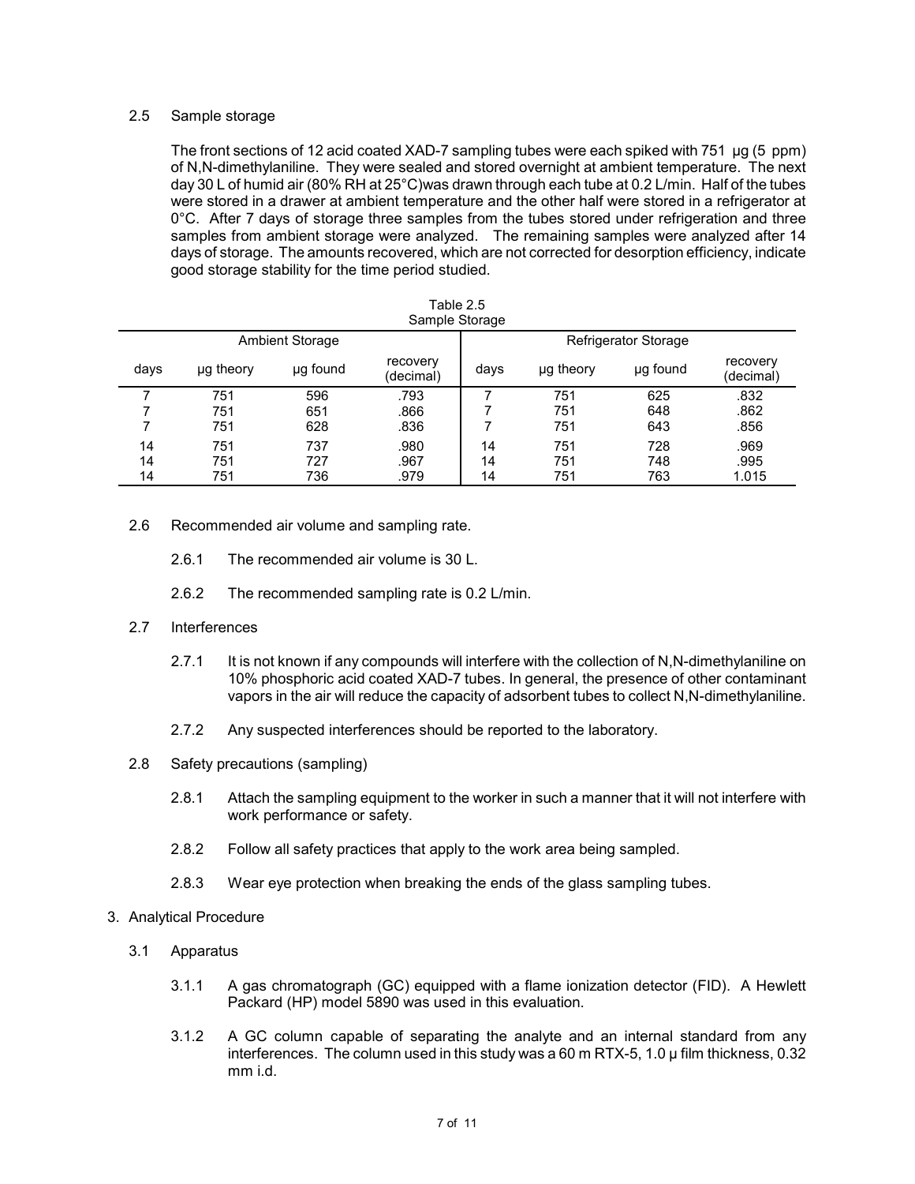### 2.5 Sample storage

The front sections of 12 acid coated XAD-7 sampling tubes were each spiked with 751 µg (5 ppm) of N,N-dimethylaniline. They were sealed and stored overnight at ambient temperature. The next day 30 L of humid air (80% RH at 25°C) was drawn through each tube at 0.2 L/min. Half of the tubes were stored in a drawer at ambient temperature and the other half were stored in a refrigerator at 0°C. After 7 days of storage three samples from the tubes stored under refrigeration and three samples from ambient storage were analyzed. The remaining samples were analyzed after 14 days of storage. The amounts recovered, which are not corrected for desorption efficiency, indicate good storage stability for the time period studied.

Table 2.5
Sample Storage

| Ambient Storage | | | | Refrigerator Storage | | | |
|---|---|---|---|---|---|---|---|
| days | µg theory | µg found | recovery (decimal) | days | µg theory | µg found | recovery (decimal) |
| 7 | 751 | 596 | .793 | 7 | 751 | 625 | .832 |
| 7 | 751 | 651 | .866 | 7 | 751 | 648 | .862 |
| 7 | 751 | 628 | .836 | 7 | 751 | 643 | .856 |
| 14 | 751 | 737 | .980 | 14 | 751 | 728 | .969 |
| 14 | 751 | 727 | .967 | 14 | 751 | 748 | .995 |
| 14 | 751 | 736 | .979 | 14 | 751 | 763 | 1.015 |

### 2.6 Recommended air volume and sampling rate.

2.6.1 The recommended air volume is 30 L.

2.6.2 The recommended sampling rate is 0.2 L/min.

### 2.7 Interferences

2.7.1 It is not known if any compounds will interfere with the collection of N,N-dimethylaniline on 10% phosphoric acid coated XAD-7 tubes. In general, the presence of other contaminant vapors in the air will reduce the capacity of adsorbent tubes to collect N,N-dimethylaniline.

2.7.2 Any suspected interferences should be reported to the laboratory.

### 2.8 Safety precautions (sampling)

2.8.1 Attach the sampling equipment to the worker in such a manner that it will not interfere with work performance or safety.

2.8.2 Follow all safety practices that apply to the work area being sampled.

2.8.3 Wear eye protection when breaking the ends of the glass sampling tubes.

## 3. Analytical Procedure

### 3.1 Apparatus

3.1.1 A gas chromatograph (GC) equipped with a flame ionization detector (FID). A Hewlett Packard (HP) model 5890 was used in this evaluation.

3.1.2 A GC column capable of separating the analyte and an internal standard from any interferences. The column used in this study was a 60 m RTX-5, 1.0 µ film thickness, 0.32 mm i.d.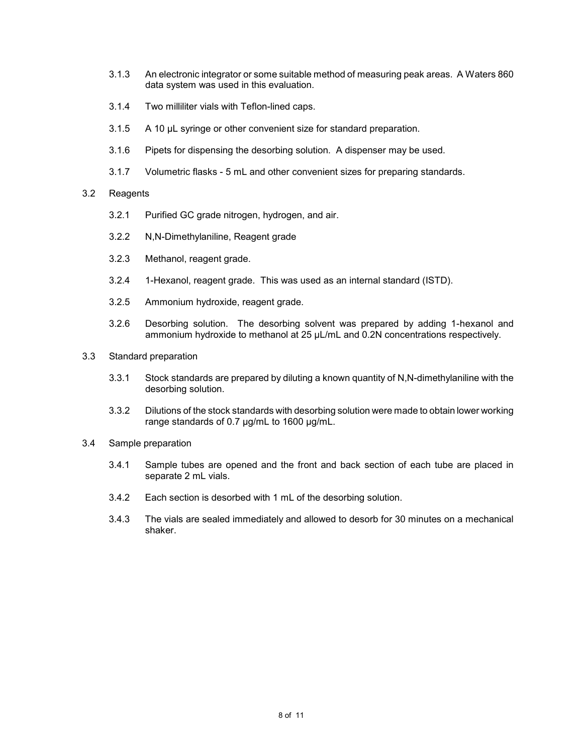3.1.3 An electronic integrator or some suitable method of measuring peak areas. A Waters 860 data system was used in this evaluation.

3.1.4 Two milliliter vials with Teflon-lined caps.

3.1.5 A 10 µL syringe or other convenient size for standard preparation.

3.1.6 Pipets for dispensing the desorbing solution. A dispenser may be used.

3.1.7 Volumetric flasks - 5 mL and other convenient sizes for preparing standards.

3.2 Reagents

3.2.1 Purified GC grade nitrogen, hydrogen, and air.

3.2.2 N,N-Dimethylaniline, Reagent grade

3.2.3 Methanol, reagent grade.

3.2.4 1-Hexanol, reagent grade. This was used as an internal standard (ISTD).

3.2.5 Ammonium hydroxide, reagent grade.

3.2.6 Desorbing solution. The desorbing solvent was prepared by adding 1-hexanol and ammonium hydroxide to methanol at 25 µL/mL and 0.2N concentrations respectively.

3.3 Standard preparation

3.3.1 Stock standards are prepared by diluting a known quantity of N,N-dimethylaniline with the desorbing solution.

3.3.2 Dilutions of the stock standards with desorbing solution were made to obtain lower working range standards of 0.7 µg/mL to 1600 µg/mL.

3.4 Sample preparation

3.4.1 Sample tubes are opened and the front and back section of each tube are placed in separate 2 mL vials.

3.4.2 Each section is desorbed with 1 mL of the desorbing solution.

3.4.3 The vials are sealed immediately and allowed to desorb for 30 minutes on a mechanical shaker.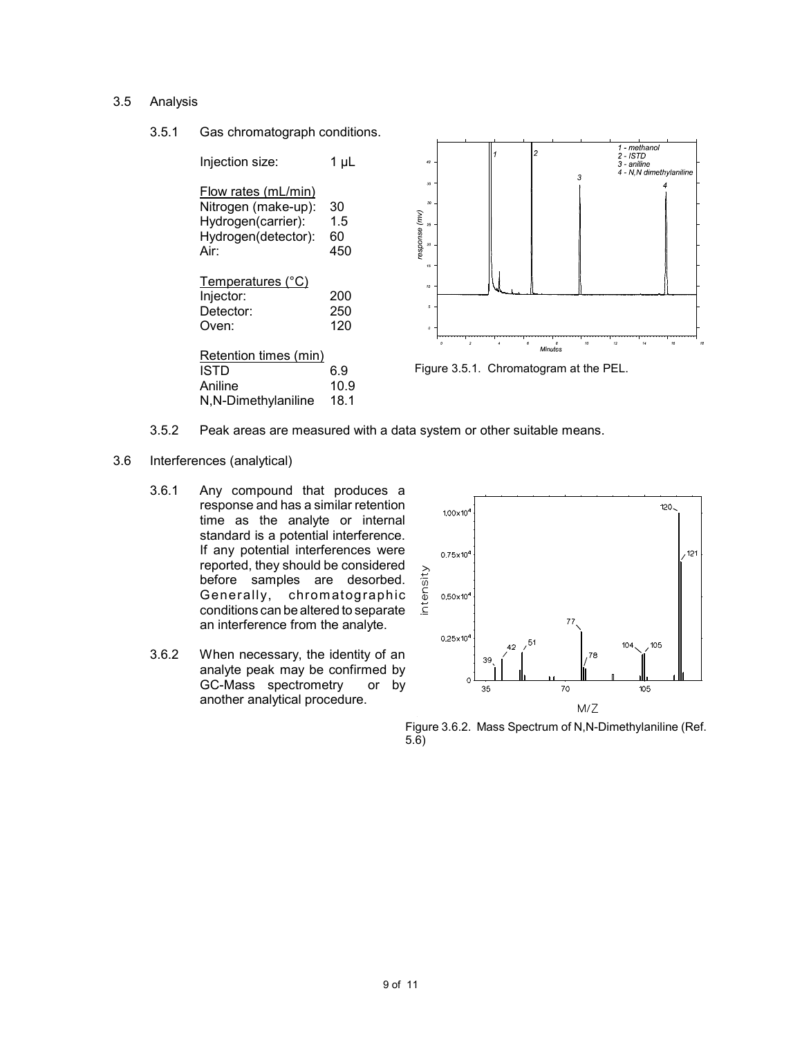3.5 Analysis

3.5.1 Gas chromatograph conditions.

Injection size: 1 µL

Flow rates (mL/min)

| | |
|---|---|
| Nitrogen (make-up): | 30 |
| Hydrogen(carrier): | 1.5 |
| Hydrogen(detector): | 60 |
| Air: | 450 |

Temperatures (°C)

| | |
|---|---|
| Injector: | 200 |
| Detector: | 250 |
| Oven: | 120 |

Retention times (min)

| | |
|---|---|
| ISTD | 6.9 |
| Aniline | 10.9 |
| N,N-Dimethylaniline | 18.1 |

Figure 3.5.1. Chromatogram at the PEL.

3.5.2 Peak areas are measured with a data system or other suitable means.

3.6 Interferences (analytical)

3.6.1 Any compound that produces a response and has a similar retention time as the analyte or internal standard is a potential interference. If any potential interferences were reported, they should be considered before samples are desorbed. Generally, chromatographic conditions can be altered to separate an interference from the analyte.

3.6.2 When necessary, the identity of an analyte peak may be confirmed by GC-Mass spectrometry or by another analytical procedure.

Figure 3.6.2. Mass Spectrum of N,N-Dimethylaniline (Ref. 5.6)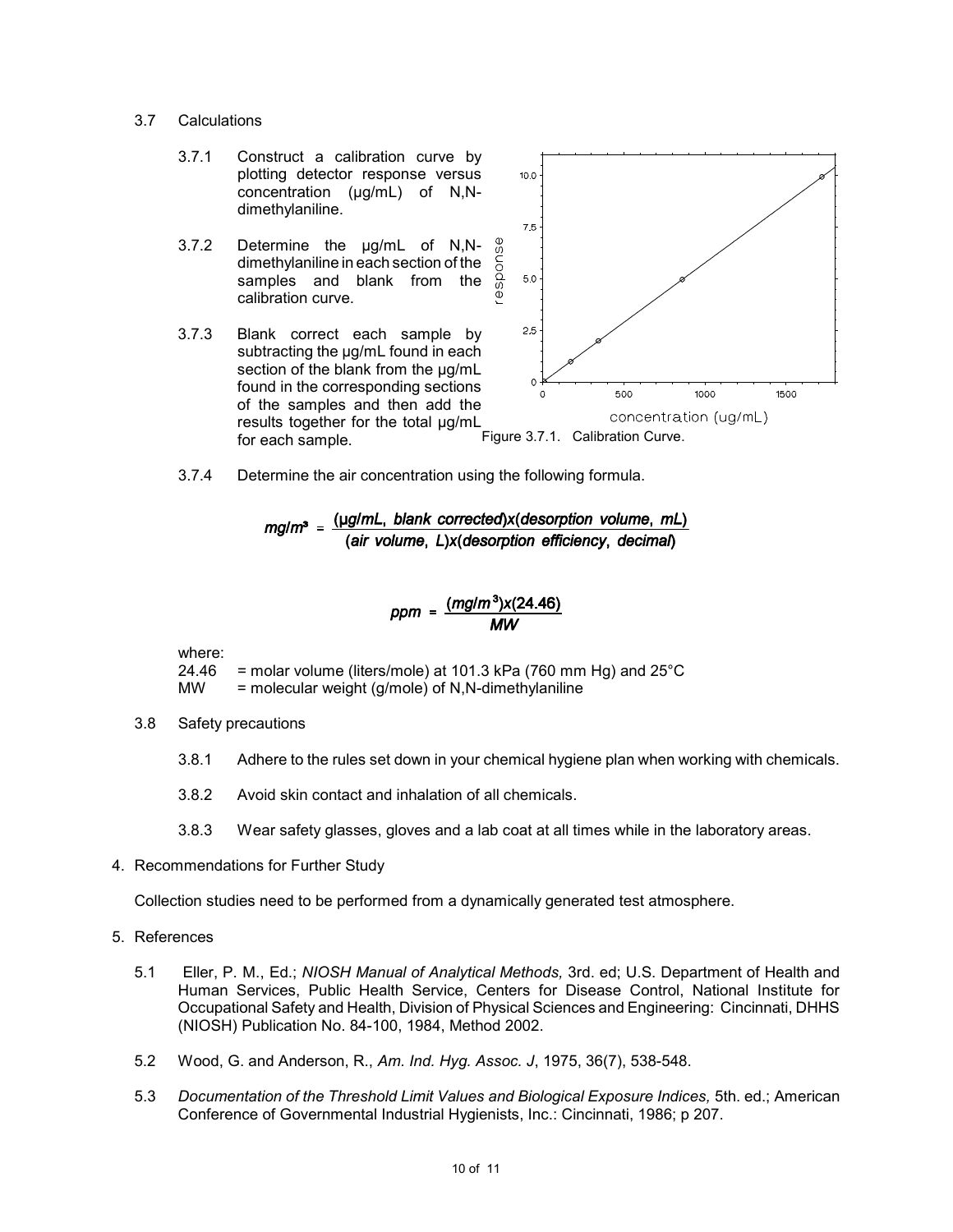3.7 Calculations

3.7.1 Construct a calibration curve by plotting detector response versus concentration (µg/mL) of N,N-dimethylaniline.

3.7.2 Determine the µg/mL of N,N-dimethylaniline in each section of the samples and blank from the calibration curve.

3.7.3 Blank correct each sample by subtracting the µg/mL found in each section of the blank from the µg/mL found in the corresponding sections of the samples and then add the results together for the total µg/mL for each sample.

Figure 3.7.1. Calibration Curve.

3.7.4 Determine the air concentration using the following formula.

$$mg/m^3 = \frac{(\mu g/mL,\ blank\ corrected) x (desorption\ volume,\ mL)}{(air\ volume,\ L) x (desorption\ efficiency,\ decimal)}$$

$$ppm = \frac{(mg/m^3) x (24.46)}{MW}$$

where:
24.46 = molar volume (liters/mole) at 101.3 kPa (760 mm Hg) and 25°C
MW = molecular weight (g/mole) of N,N-dimethylaniline

3.8 Safety precautions

3.8.1 Adhere to the rules set down in your chemical hygiene plan when working with chemicals.

3.8.2 Avoid skin contact and inhalation of all chemicals.

3.8.3 Wear safety glasses, gloves and a lab coat at all times while in the laboratory areas.

## 4. Recommendations for Further Study

Collection studies need to be performed from a dynamically generated test atmosphere.

## 5. References

5.1 Eller, P. M., Ed.; *NIOSH Manual of Analytical Methods,* 3rd. ed; U.S. Department of Health and Human Services, Public Health Service, Centers for Disease Control, National Institute for Occupational Safety and Health, Division of Physical Sciences and Engineering: Cincinnati, DHHS (NIOSH) Publication No. 84-100, 1984, Method 2002.

5.2 Wood, G. and Anderson, R., *Am. Ind. Hyg. Assoc. J*, 1975, 36(7), 538-548.

5.3 *Documentation of the Threshold Limit Values and Biological Exposure Indices,* 5th. ed.; American Conference of Governmental Industrial Hygienists, Inc.: Cincinnati, 1986; p 207.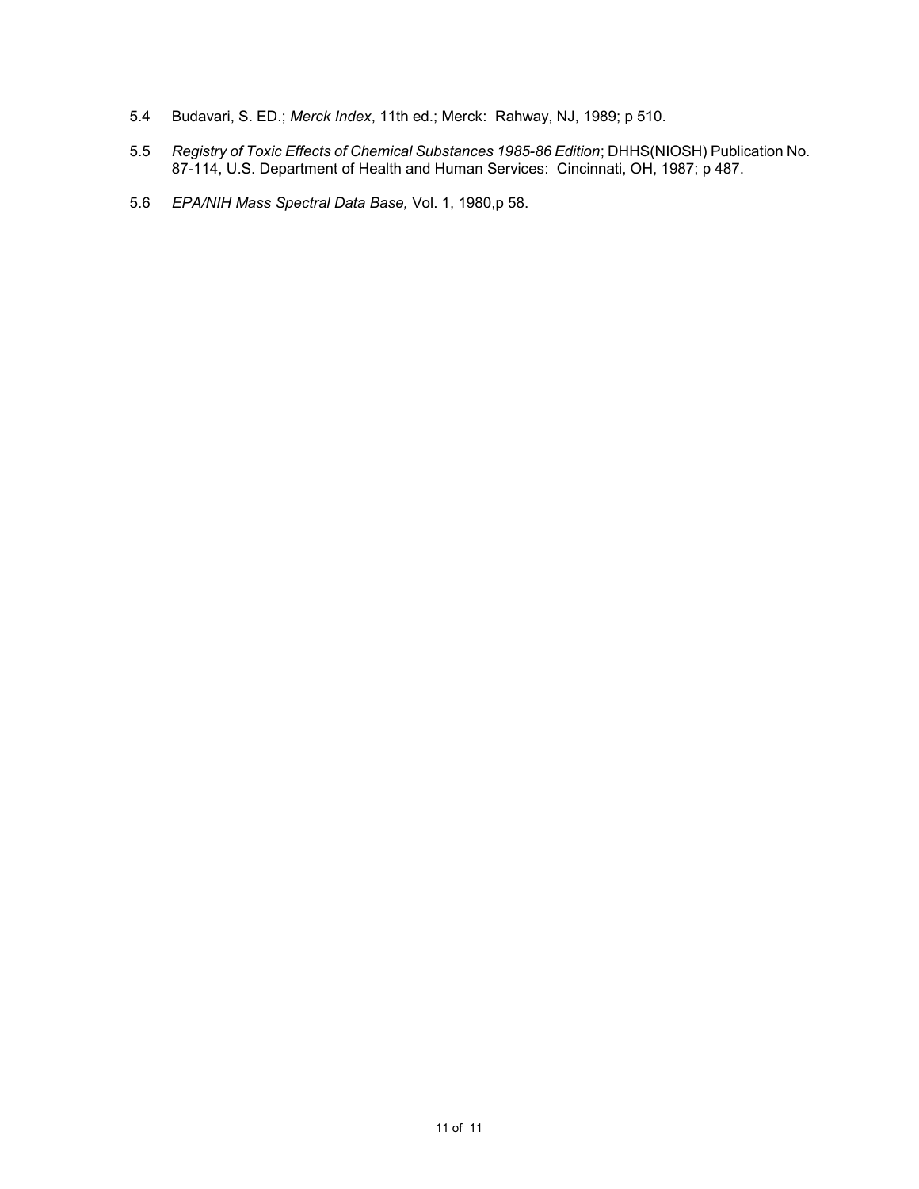5.4 Budavari, S. ED.; *Merck Index*, 11th ed.; Merck: Rahway, NJ, 1989; p 510.

5.5 *Registry of Toxic Effects of Chemical Substances 1985-86 Edition*; DHHS(NIOSH) Publication No. 87-114, U.S. Department of Health and Human Services: Cincinnati, OH, 1987; p 487.

5.6 *EPA/NIH Mass Spectral Data Base,* Vol. 1, 1980,p 58.